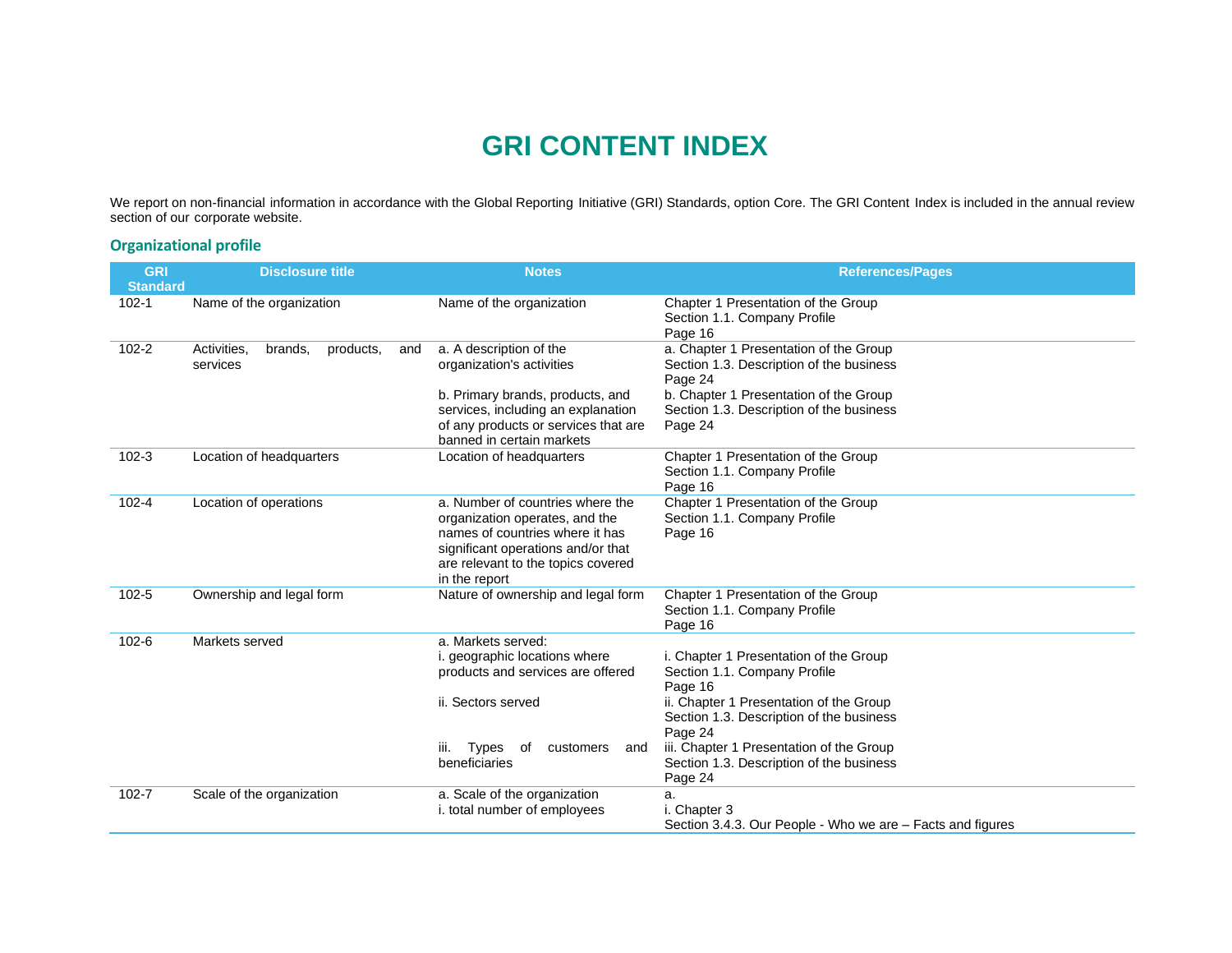# GRI CONTENT INDEX

We report on non-financial information in accordance with the Global Reporting Initiative (GRI) Standards, option Core. The GRI Content Index is included in the annual review section of our corporate website.

## Organizational profile

| GRI Standard | Disclosure title | Notes | References/Pages |
|---|---|---|---|
| 102-1 | Name of the organization | Name of the organization | Chapter 1 Presentation of the Group<br>Section 1.1. Company Profile<br>Page 16 |
| 102-2 | Activities, brands, products, and services | a. A description of the organization's activities<br><br>b. Primary brands, products, and services, including an explanation of any products or services that are banned in certain markets | a. Chapter 1 Presentation of the Group<br>Section 1.3. Description of the business<br>Page 24<br>b. Chapter 1 Presentation of the Group<br>Section 1.3. Description of the business<br>Page 24 |
| 102-3 | Location of headquarters | Location of headquarters | Chapter 1 Presentation of the Group<br>Section 1.1. Company Profile<br>Page 16 |
| 102-4 | Location of operations | a. Number of countries where the organization operates, and the names of countries where it has significant operations and/or that are relevant to the topics covered in the report | Chapter 1 Presentation of the Group<br>Section 1.1. Company Profile<br>Page 16 |
| 102-5 | Ownership and legal form | Nature of ownership and legal form | Chapter 1 Presentation of the Group<br>Section 1.1. Company Profile<br>Page 16 |
| 102-6 | Markets served | a. Markets served:<br>i. geographic locations where products and services are offered<br><br>ii. Sectors served<br><br>iii. Types of customers and beneficiaries | i. Chapter 1 Presentation of the Group<br>Section 1.1. Company Profile<br>Page 16<br>ii. Chapter 1 Presentation of the Group<br>Section 1.3. Description of the business<br>Page 24<br>iii. Chapter 1 Presentation of the Group<br>Section 1.3. Description of the business<br>Page 24 |
| 102-7 | Scale of the organization | a. Scale of the organization<br>i. total number of employees | a.<br>i. Chapter 3<br>Section 3.4.3. Our People - Who we are – Facts and figures |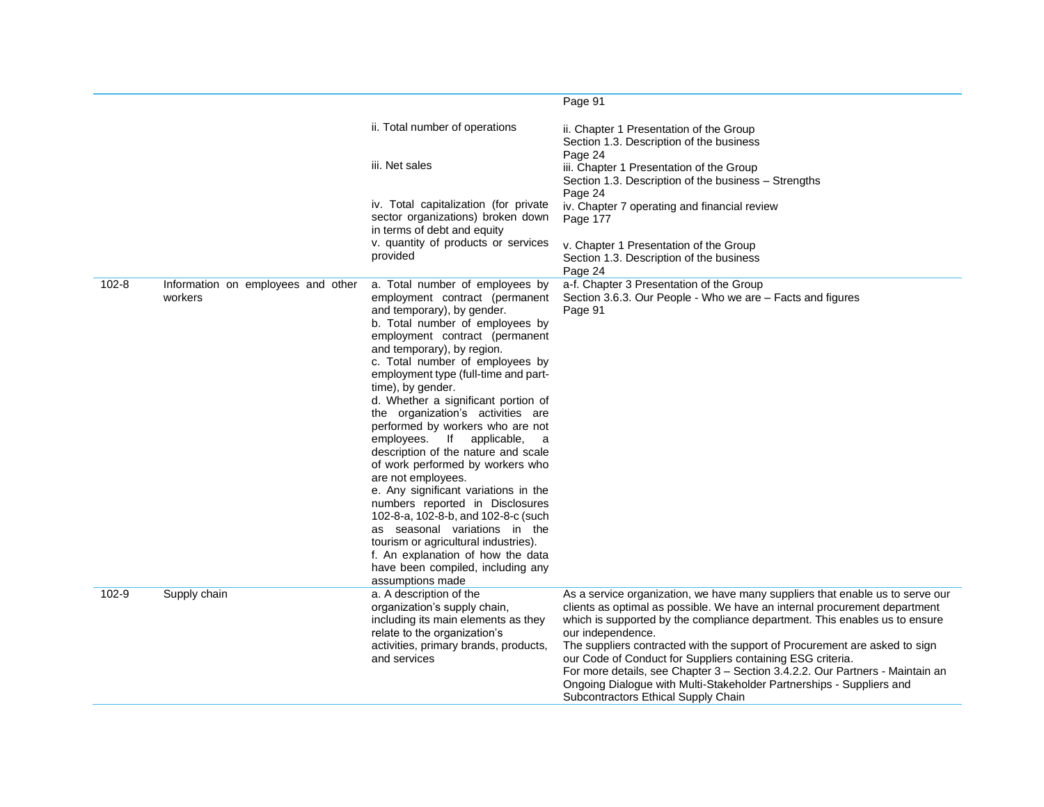| | | | Page 91 |
|---|---|---|---|
| | | ii. Total number of operations | ii. Chapter 1 Presentation of the Group<br>Section 1.3. Description of the business<br>Page 24 |
| | | iii. Net sales | iii. Chapter 1 Presentation of the Group<br>Section 1.3. Description of the business – Strengths<br>Page 24 |
| | | iv. Total capitalization (for private sector organizations) broken down in terms of debt and equity | iv. Chapter 7 operating and financial review<br>Page 177 |
| | | v. quantity of products or services provided | v. Chapter 1 Presentation of the Group<br>Section 1.3. Description of the business<br>Page 24 |
| 102-8 | Information on employees and other workers | a. Total number of employees by employment contract (permanent and temporary), by gender.<br>b. Total number of employees by employment contract (permanent and temporary), by region.<br>c. Total number of employees by employment type (full-time and part-time), by gender.<br>d. Whether a significant portion of the organization's activities are performed by workers who are not employees. If applicable, a description of the nature and scale of work performed by workers who are not employees.<br>e. Any significant variations in the numbers reported in Disclosures 102-8-a, 102-8-b, and 102-8-c (such as seasonal variations in the tourism or agricultural industries).<br>f. An explanation of how the data have been compiled, including any assumptions made | a-f. Chapter 3 Presentation of the Group<br>Section 3.6.3. Our People - Who we are – Facts and figures<br>Page 91 |
| 102-9 | Supply chain | a. A description of the organization's supply chain, including its main elements as they relate to the organization's activities, primary brands, products, and services | As a service organization, we have many suppliers that enable us to serve our clients as optimal as possible. We have an internal procurement department which is supported by the compliance department. This enables us to ensure our independence.<br>The suppliers contracted with the support of Procurement are asked to sign our Code of Conduct for Suppliers containing ESG criteria.<br>For more details, see Chapter 3 – Section 3.4.2.2. Our Partners - Maintain an Ongoing Dialogue with Multi-Stakeholder Partnerships - Suppliers and Subcontractors Ethical Supply Chain |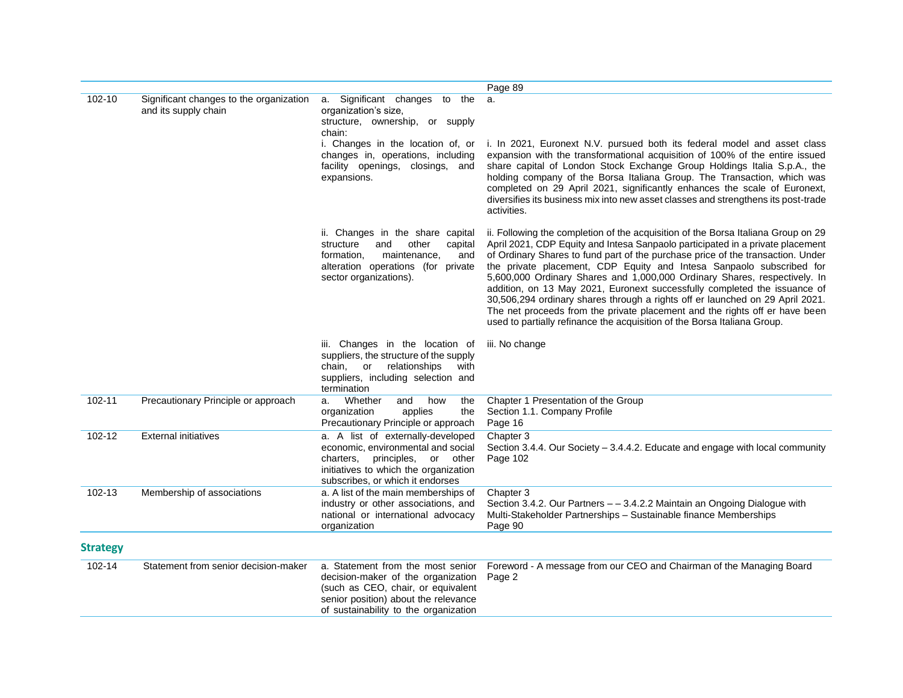| | | | Page 89 |
|---|---|---|---|
| 102-10 | Significant changes to the organization and its supply chain | a. Significant changes to the organization's size, structure, ownership, or supply chain: | a. |
| | | i. Changes in the location of, or changes in, operations, including facility openings, closings, and expansions. | i. In 2021, Euronext N.V. pursued both its federal model and asset class expansion with the transformational acquisition of 100% of the entire issued share capital of London Stock Exchange Group Holdings Italia S.p.A., the holding company of the Borsa Italiana Group. The Transaction, which was completed on 29 April 2021, significantly enhances the scale of Euronext, diversifies its business mix into new asset classes and strengthens its post-trade activities. |
| | | ii. Changes in the share capital structure and other capital formation, maintenance, and alteration operations (for private sector organizations). | ii. Following the completion of the acquisition of the Borsa Italiana Group on 29 April 2021, CDP Equity and Intesa Sanpaolo participated in a private placement of Ordinary Shares to fund part of the purchase price of the transaction. Under the private placement, CDP Equity and Intesa Sanpaolo subscribed for 5,600,000 Ordinary Shares and 1,000,000 Ordinary Shares, respectively. In addition, on 13 May 2021, Euronext successfully completed the issuance of 30,506,294 ordinary shares through a rights off er launched on 29 April 2021. The net proceeds from the private placement and the rights off er have been used to partially refinance the acquisition of the Borsa Italiana Group. |
| | | iii. Changes in the location of suppliers, the structure of the supply chain, or relationships with suppliers, including selection and termination | iii. No change |
| 102-11 | Precautionary Principle or approach | a. Whether and how the organization applies the Precautionary Principle or approach | Chapter 1 Presentation of the Group<br>Section 1.1. Company Profile<br>Page 16 |
| 102-12 | External initiatives | a. A list of externally-developed economic, environmental and social charters, principles, or other initiatives to which the organization subscribes, or which it endorses | Chapter 3<br>Section 3.4.4. Our Society – 3.4.4.2. Educate and engage with local community<br>Page 102 |
| 102-13 | Membership of associations | a. A list of the main memberships of industry or other associations, and national or international advocacy organization | Chapter 3<br>Section 3.4.2. Our Partners – – 3.4.2.2 Maintain an Ongoing Dialogue with Multi-Stakeholder Partnerships – Sustainable finance Memberships<br>Page 90 |

## Strategy

| | | | |
|---|---|---|---|
| 102-14 | Statement from senior decision-maker | a. Statement from the most senior decision-maker of the organization (such as CEO, chair, or equivalent senior position) about the relevance of sustainability to the organization | Foreword - A message from our CEO and Chairman of the Managing Board<br>Page 2 |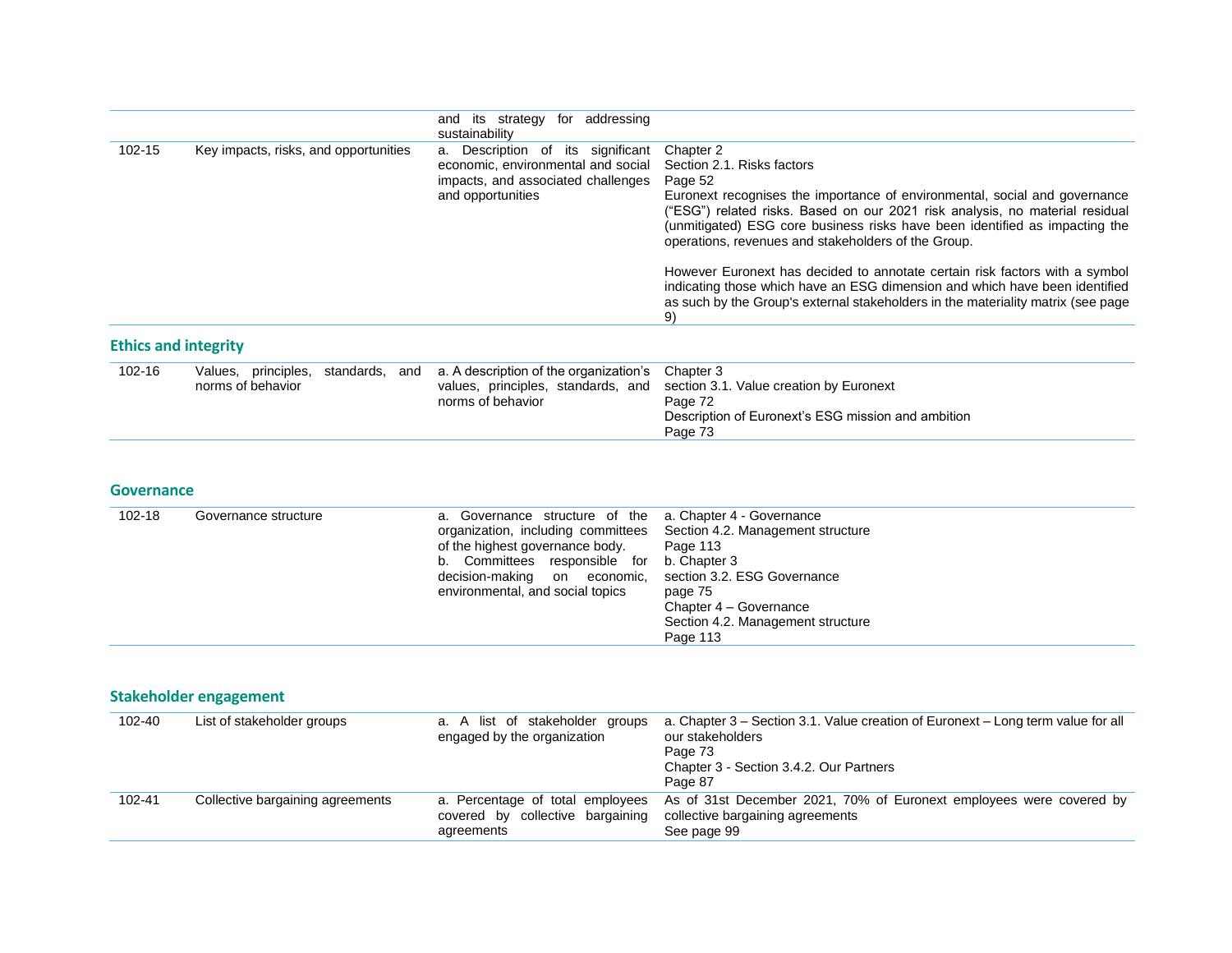|  |  | and its strategy for addressing sustainability |  |
|---|---|---|---|
| 102-15 | Key impacts, risks, and opportunities | a. Description of its significant economic, environmental and social impacts, and associated challenges and opportunities | Chapter 2<br>Section 2.1. Risks factors<br>Page 52<br>Euronext recognises the importance of environmental, social and governance ("ESG") related risks. Based on our 2021 risk analysis, no material residual (unmitigated) ESG core business risks have been identified as impacting the operations, revenues and stakeholders of the Group.<br><br>However Euronext has decided to annotate certain risk factors with a symbol indicating those which have an ESG dimension and which have been identified as such by the Group's external stakeholders in the materiality matrix (see page 9) |

## Ethics and integrity

|  |  |  |  |
|---|---|---|---|
| 102-16 | Values, principles, standards, and norms of behavior | a. A description of the organization's values, principles, standards, and norms of behavior | Chapter 3<br>section 3.1. Value creation by Euronext<br>Page 72<br>Description of Euronext's ESG mission and ambition<br>Page 73 |

## Governance

|  |  |  |  |
|---|---|---|---|
| 102-18 | Governance structure | a. Governance structure of the organization, including committees of the highest governance body.<br>b. Committees responsible for decision-making on economic, environmental, and social topics | a. Chapter 4 - Governance<br>Section 4.2. Management structure<br>Page 113<br>b. Chapter 3<br>section 3.2. ESG Governance<br>page 75<br>Chapter 4 – Governance<br>Section 4.2. Management structure<br>Page 113 |

## Stakeholder engagement

|  |  |  |  |
|---|---|---|---|
| 102-40 | List of stakeholder groups | a. A list of stakeholder groups engaged by the organization | a. Chapter 3 – Section 3.1. Value creation of Euronext – Long term value for all our stakeholders<br>Page 73<br>Chapter 3 - Section 3.4.2. Our Partners<br>Page 87 |
| 102-41 | Collective bargaining agreements | a. Percentage of total employees covered by collective bargaining agreements | As of 31st December 2021, 70% of Euronext employees were covered by collective bargaining agreements<br>See page 99 |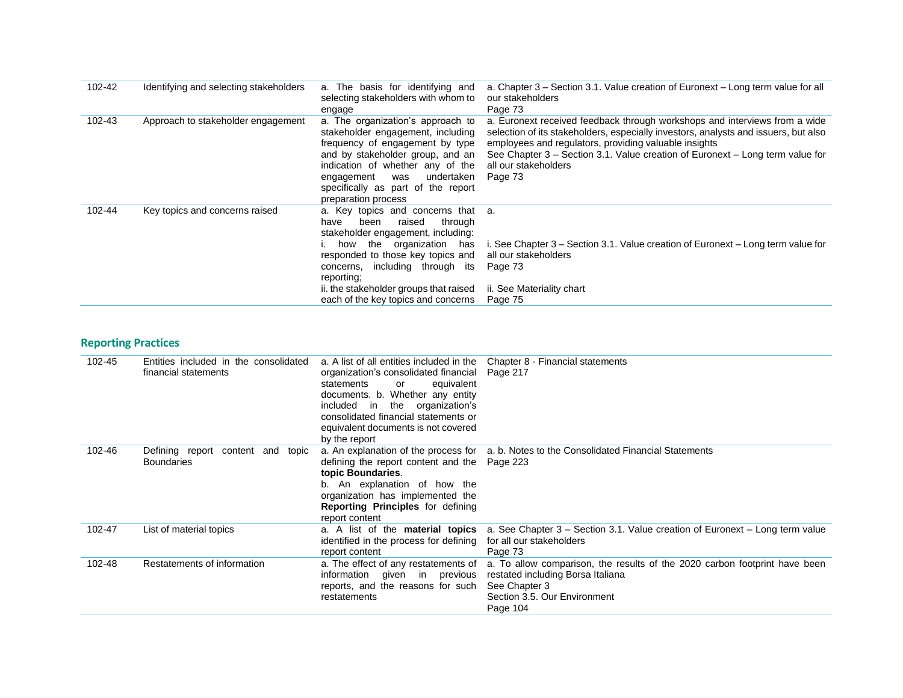| | | | |
|---|---|---|---|
| 102-42 | Identifying and selecting stakeholders | a. The basis for identifying and selecting stakeholders with whom to engage | a. Chapter 3 – Section 3.1. Value creation of Euronext – Long term value for all our stakeholders<br>Page 73 |
| 102-43 | Approach to stakeholder engagement | a. The organization's approach to stakeholder engagement, including frequency of engagement by type and by stakeholder group, and an indication of whether any of the engagement was undertaken specifically as part of the report preparation process | a. Euronext received feedback through workshops and interviews from a wide selection of its stakeholders, especially investors, analysts and issuers, but also employees and regulators, providing valuable insights<br>See Chapter 3 – Section 3.1. Value creation of Euronext – Long term value for all our stakeholders<br>Page 73 |
| 102-44 | Key topics and concerns raised | a. Key topics and concerns that have been raised through stakeholder engagement, including:<br>i. how the organization has responded to those key topics and concerns, including through its reporting;<br>ii. the stakeholder groups that raised each of the key topics and concerns | a.<br><br>i. See Chapter 3 – Section 3.1. Value creation of Euronext – Long term value for all our stakeholders<br>Page 73<br><br>ii. See Materiality chart<br>Page 75 |

## Reporting Practices

| | | | |
|---|---|---|---|
| 102-45 | Entities included in the consolidated financial statements | a. A list of all entities included in the organization's consolidated financial statements or equivalent documents. b. Whether any entity included in the organization's consolidated financial statements or equivalent documents is not covered by the report | Chapter 8 - Financial statements<br>Page 217 |
| 102-46 | Defining report content and topic Boundaries | a. An explanation of the process for defining the report content and the **topic Boundaries**.<br>b. An explanation of how the organization has implemented the **Reporting Principles** for defining report content | a. b. Notes to the Consolidated Financial Statements<br>Page 223 |
| 102-47 | List of material topics | a. A list of the **material topics** identified in the process for defining report content | a. See Chapter 3 – Section 3.1. Value creation of Euronext – Long term value for all our stakeholders<br>Page 73 |
| 102-48 | Restatements of information | a. The effect of any restatements of information given in previous reports, and the reasons for such restatements | a. To allow comparison, the results of the 2020 carbon footprint have been restated including Borsa Italiana<br>See Chapter 3<br>Section 3.5. Our Environment<br>Page 104 |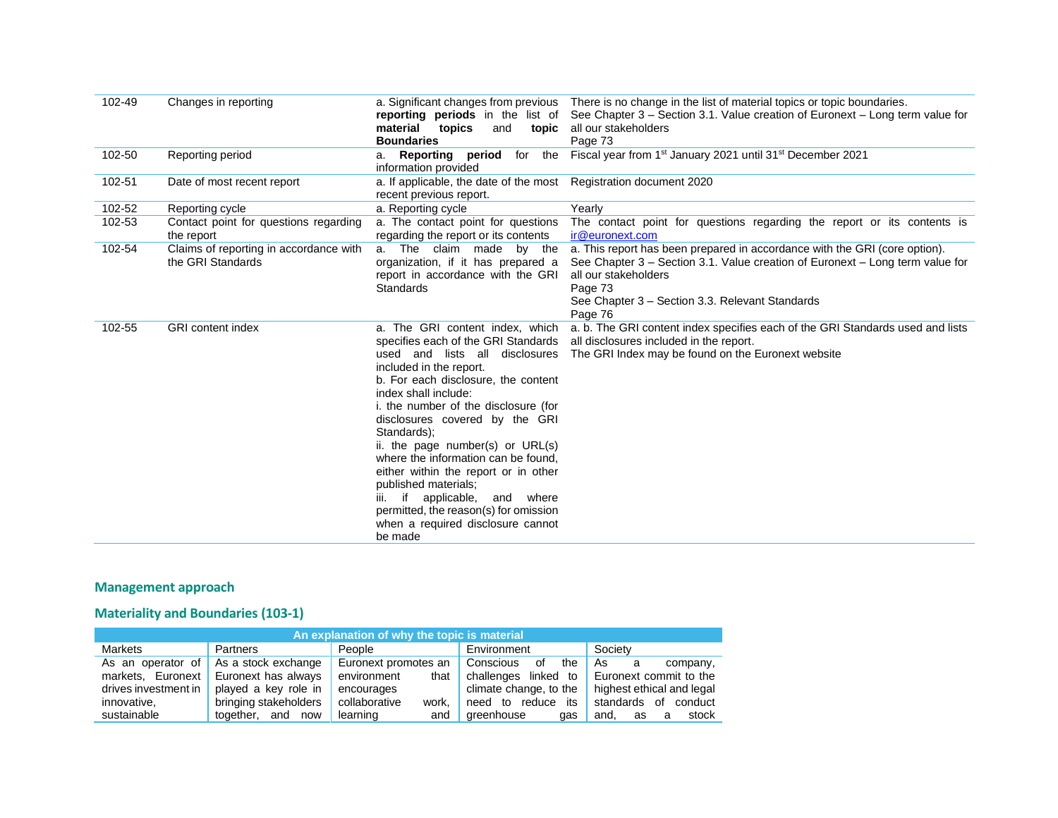| | | | |
|---|---|---|---|
| 102-49 | Changes in reporting | a. Significant changes from previous **reporting periods** in the list of **material topics** and **topic Boundaries** | There is no change in the list of material topics or topic boundaries.<br>See Chapter 3 – Section 3.1. Value creation of Euronext – Long term value for all our stakeholders<br>Page 73 |
| 102-50 | Reporting period | a. **Reporting period** for the information provided | Fiscal year from 1st January 2021 until 31st December 2021 |
| 102-51 | Date of most recent report | a. If applicable, the date of the most recent previous report. | Registration document 2020 |
| 102-52 | Reporting cycle | a. Reporting cycle | Yearly |
| 102-53 | Contact point for questions regarding the report | a. The contact point for questions regarding the report or its contents | The contact point for questions regarding the report or its contents is ir@euronext.com |
| 102-54 | Claims of reporting in accordance with the GRI Standards | a. The claim made by the organization, if it has prepared a report in accordance with the GRI Standards | a. This report has been prepared in accordance with the GRI (core option).<br>See Chapter 3 – Section 3.1. Value creation of Euronext – Long term value for all our stakeholders<br>Page 73<br>See Chapter 3 – Section 3.3. Relevant Standards<br>Page 76 |
| 102-55 | GRI content index | a. The GRI content index, which specifies each of the GRI Standards used and lists all disclosures included in the report.<br>b. For each disclosure, the content index shall include:<br>i. the number of the disclosure (for disclosures covered by the GRI Standards);<br>ii. the page number(s) or URL(s) where the information can be found, either within the report or in other published materials;<br>iii. if applicable, and where permitted, the reason(s) for omission when a required disclosure cannot be made | a. b. The GRI content index specifies each of the GRI Standards used and lists all disclosures included in the report.<br>The GRI Index may be found on the Euronext website |

## Management approach

## Materiality and Boundaries (103-1)

| An explanation of why the topic is material | | | | |
|---|---|---|---|---|
| Markets | Partners | People | Environment | Society |
| As an operator of markets, Euronext drives investment in innovative, sustainable | As a stock exchange Euronext has always played a key role in bringing stakeholders together, and now | Euronext promotes an environment that encourages collaborative work, learning and | Conscious of the challenges linked to climate change, to the need to reduce its greenhouse gas | As a company, Euronext commit to the highest ethical and legal standards of conduct and, as a stock |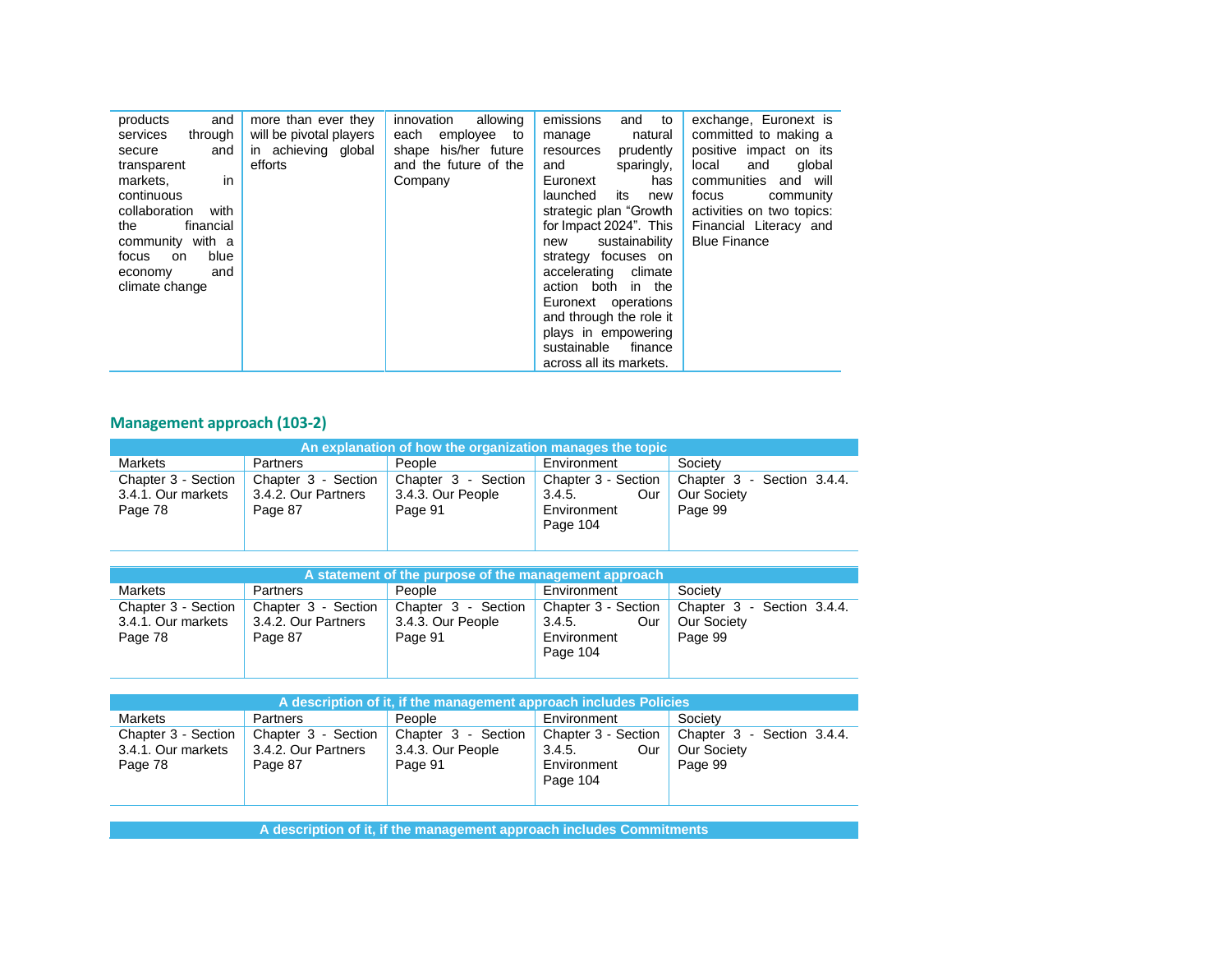| | | | | |
|---|---|---|---|---|
| products and services through secure and transparent markets, in continuous collaboration with the financial community with a focus on blue economy and climate change | more than ever they will be pivotal players in achieving global efforts | innovation allowing each employee to shape his/her future and the future of the Company | emissions and to manage natural resources prudently and sparingly, Euronext has launched its new strategic plan "Growth for Impact 2024". This new sustainability strategy focuses on accelerating climate action both in the Euronext operations and through the role it plays in empowering sustainable finance across all its markets. | exchange, Euronext is committed to making a positive impact on its local and global communities and will focus community activities on two topics: Financial Literacy and Blue Finance |

## Management approach (103-2)

| An explanation of how the organization manages the topic | | | | |
|---|---|---|---|---|
| Markets | Partners | People | Environment | Society |
| Chapter 3 - Section 3.4.1. Our markets Page 78 | Chapter 3 - Section 3.4.2. Our Partners Page 87 | Chapter 3 - Section 3.4.3. Our People Page 91 | Chapter 3 - Section 3.4.5. Our Environment Page 104 | Chapter 3 - Section 3.4.4. Our Society Page 99 |

| A statement of the purpose of the management approach | | | | |
|---|---|---|---|---|
| Markets | Partners | People | Environment | Society |
| Chapter 3 - Section 3.4.1. Our markets Page 78 | Chapter 3 - Section 3.4.2. Our Partners Page 87 | Chapter 3 - Section 3.4.3. Our People Page 91 | Chapter 3 - Section 3.4.5. Our Environment Page 104 | Chapter 3 - Section 3.4.4. Our Society Page 99 |

| A description of it, if the management approach includes Policies | | | | |
|---|---|---|---|---|
| Markets | Partners | People | Environment | Society |
| Chapter 3 - Section 3.4.1. Our markets Page 78 | Chapter 3 - Section 3.4.2. Our Partners Page 87 | Chapter 3 - Section 3.4.3. Our People Page 91 | Chapter 3 - Section 3.4.5. Our Environment Page 104 | Chapter 3 - Section 3.4.4. Our Society Page 99 |

| A description of it, if the management approach includes Commitments |
|---|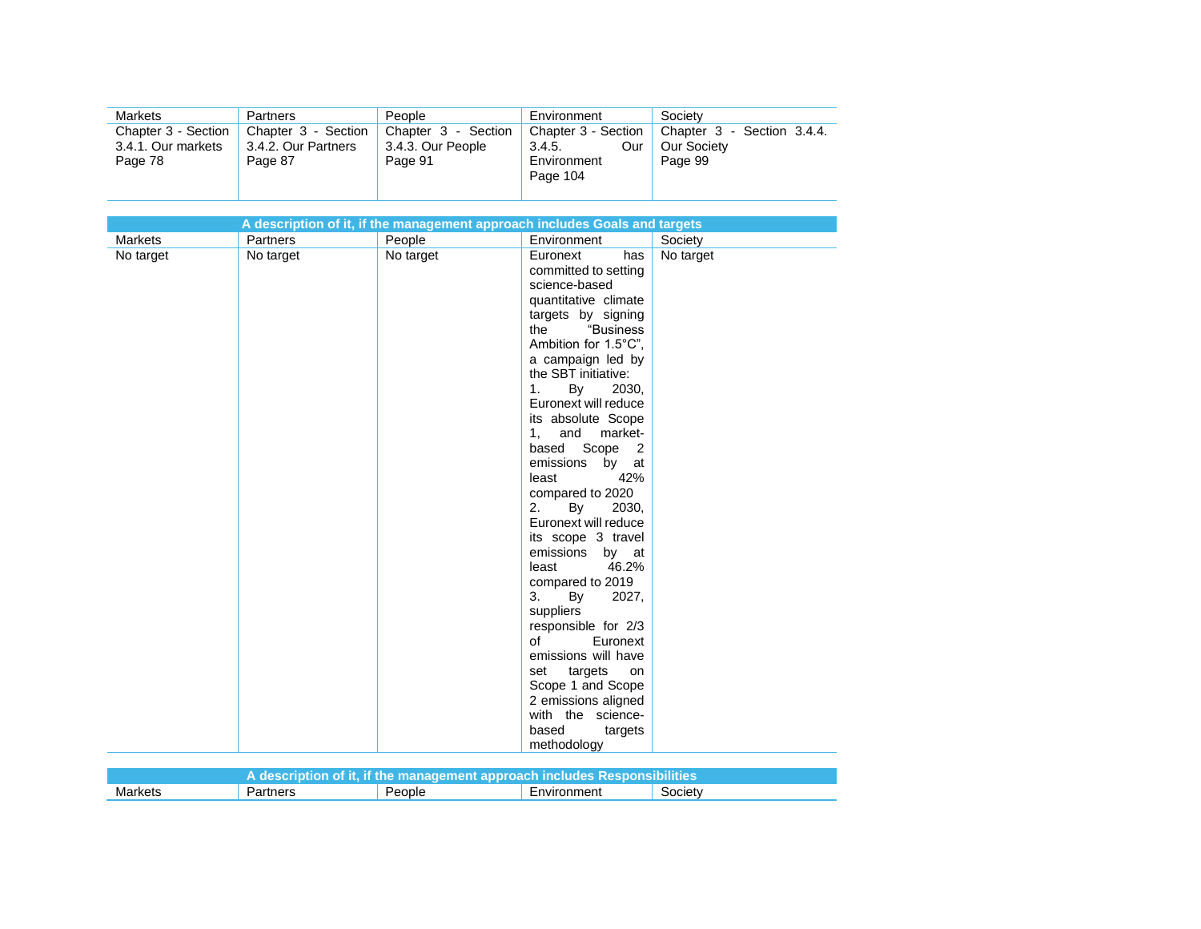| Markets | Partners | People | Environment | Society |
|---|---|---|---|---|
| Chapter 3 - Section 3.4.1. Our markets Page 78 | Chapter 3 - Section 3.4.2. Our Partners Page 87 | Chapter 3 - Section 3.4.3. Our People Page 91 | Chapter 3 - Section 3.4.5. Our Environment Page 104 | Chapter 3 - Section 3.4.4. Our Society Page 99 |

| A description of it, if the management approach includes Goals and targets | | | | |
|---|---|---|---|---|
| Markets | Partners | People | Environment | Society |
| No target | No target | No target | Euronext has committed to setting science-based quantitative climate targets by signing the "Business Ambition for 1.5°C", a campaign led by the SBT initiative:<br>1. By 2030, Euronext will reduce its absolute Scope 1, and market-based Scope 2 emissions by at least 42% compared to 2020<br>2. By 2030, Euronext will reduce its scope 3 travel emissions by at least 46.2% compared to 2019<br>3. By 2027, suppliers responsible for 2/3 of Euronext emissions will have set targets on Scope 1 and Scope 2 emissions aligned with the science-based targets methodology | No target |

| A description of it, if the management approach includes Responsibilities | | | | |
|---|---|---|---|---|
| Markets | Partners | People | Environment | Society |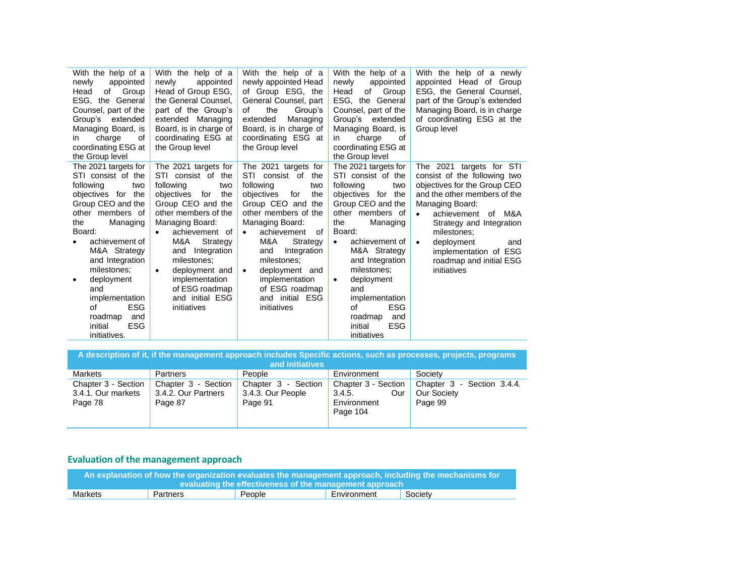| | | | | |
|---|---|---|---|---|
| With the help of a newly appointed Head of Group ESG, the General Counsel, part of the Group's extended Managing Board, is in charge of coordinating ESG at the Group level | With the help of a newly appointed Head of Group ESG, the General Counsel, part of the Group's extended Managing Board, is in charge of coordinating ESG at the Group level | With the help of a newly appointed Head of Group ESG, the General Counsel, part of the Group's extended Managing Board, is in charge of coordinating ESG at the Group level | With the help of a newly appointed Head of Group ESG, the General Counsel, part of the Group's extended Managing Board, is in charge of coordinating ESG at the Group level | With the help of a newly appointed Head of Group ESG, the General Counsel, part of the Group's extended Managing Board, is in charge of coordinating ESG at the Group level |
| The 2021 targets for STI consist of the following two objectives for the Group CEO and the other members of the Managing Board:<br>• achievement of M&A Strategy and Integration milestones;<br>• deployment and implementation of ESG roadmap and initial ESG initiatives. | The 2021 targets for STI consist of the following two objectives for the Group CEO and the other members of the Managing Board:<br>• achievement of M&A Strategy and Integration milestones;<br>• deployment and implementation of ESG roadmap and initial ESG initiatives | The 2021 targets for STI consist of the following two objectives for the Group CEO and the other members of the Managing Board:<br>• achievement of M&A Strategy and Integration milestones;<br>• deployment and implementation of ESG roadmap and initial ESG initiatives | The 2021 targets for STI consist of the following two objectives for the Group CEO and the other members of the Managing Board:<br>• achievement of M&A Strategy and Integration milestones;<br>• deployment and implementation of ESG roadmap and initial ESG initiatives | The 2021 targets for STI consist of the following two objectives for the Group CEO and the other members of the Managing Board:<br>• achievement of M&A Strategy and Integration milestones;<br>• deployment and implementation of ESG roadmap and initial ESG initiatives |

| A description of it, if the management approach includes Specific actions, such as processes, projects, programs and initiatives | | | | |
|---|---|---|---|---|
| Markets | Partners | People | Environment | Society |
| Chapter 3 - Section 3.4.1. Our markets<br>Page 78 | Chapter 3 - Section 3.4.2. Our Partners<br>Page 87 | Chapter 3 - Section 3.4.3. Our People<br>Page 91 | Chapter 3 - Section 3.4.5. Our Environment<br>Page 104 | Chapter 3 - Section 3.4.4. Our Society<br>Page 99 |

## Evaluation of the management approach

| An explanation of how the organization evaluates the management approach, including the mechanisms for evaluating the effectiveness of the management approach | | | | |
|---|---|---|---|---|
| Markets | Partners | People | Environment | Society |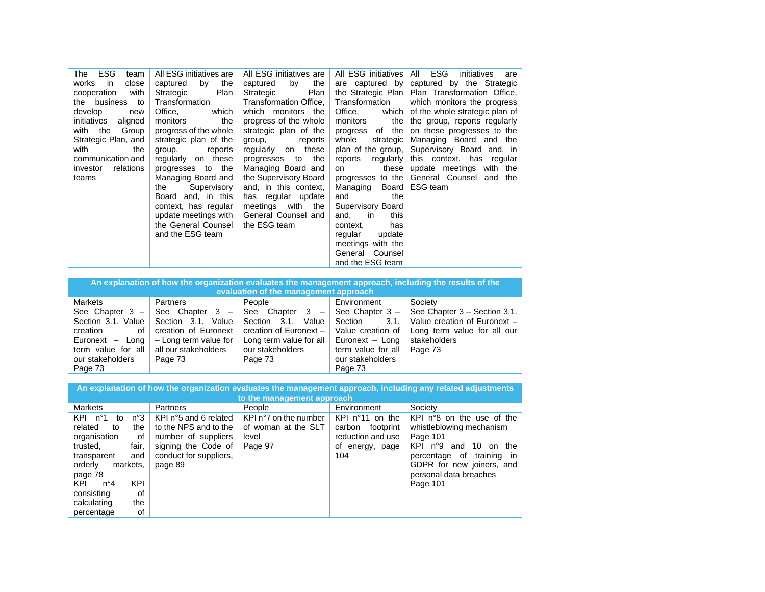| The ESG team works in close cooperation with the business to develop new initiatives aligned with the Group Strategic Plan, and with the communication and investor relations teams | All ESG initiatives are captured by the Strategic Plan Transformation Office, which monitors the progress of the whole strategic plan of the group, reports regularly on these progresses to the Managing Board and the Supervisory Board and, in this context, has regular update meetings with the General Counsel and the ESG team | All ESG initiatives are captured by the Strategic Plan Transformation Office, which monitors the progress of the whole strategic plan of the group, reports regularly on these progresses to the Managing Board and the Supervisory Board and, in this context, has regular update meetings with the General Counsel and the ESG team | All ESG initiatives are captured by the Strategic Plan Transformation Office, which monitors the progress of the whole strategic plan of the group, reports regularly on these progresses to the Managing Board and the Supervisory Board and, in this context, has regular update meetings with the General Counsel and the ESG team | All ESG initiatives are captured by the Strategic Plan Transformation Office, which monitors the progress of the whole strategic plan of the group, reports regularly on these progresses to the Managing Board and the Supervisory Board and, in this context, has regular update meetings with the General Counsel and the ESG team |
|---|---|---|---|---|

| An explanation of how the organization evaluates the management approach, including the results of the evaluation of the management approach | | | | |
|---|---|---|---|---|
| Markets | Partners | People | Environment | Society |
| See Chapter 3 – Section 3.1. Value creation of Euronext – Long term value for all our stakeholders Page 73 | See Chapter 3 – Section 3.1. Value creation of Euronext – Long term value for all our stakeholders Page 73 | See Chapter 3 – Section 3.1. Value creation of Euronext – Long term value for all our stakeholders Page 73 | See Chapter 3 – Section 3.1. Value creation of Euronext – Long term value for all our stakeholders Page 73 | See Chapter 3 – Section 3.1. Value creation of Euronext – Long term value for all our stakeholders Page 73 |

| An explanation of how the organization evaluates the management approach, including any related adjustments to the management approach | | | | |
|---|---|---|---|---|
| Markets | Partners | People | Environment | Society |
| KPI n°1 to n°3 related to the organisation of trusted, fair, transparent and orderly markets, page 78<br>KPI n°4 KPI consisting of calculating the percentage of | KPI n°5 and 6 related to the NPS and to the number of suppliers signing the Code of conduct for suppliers, page 89 | KPI n°7 on the number of woman at the SLT level<br>Page 97 | KPI n°11 on the carbon footprint reduction and use of energy, page 104 | KPI n°8 on the use of the whistleblowing mechanism<br>Page 101<br>KPI n°9 and 10 on the percentage of training in GDPR for new joiners, and personal data breaches<br>Page 101 |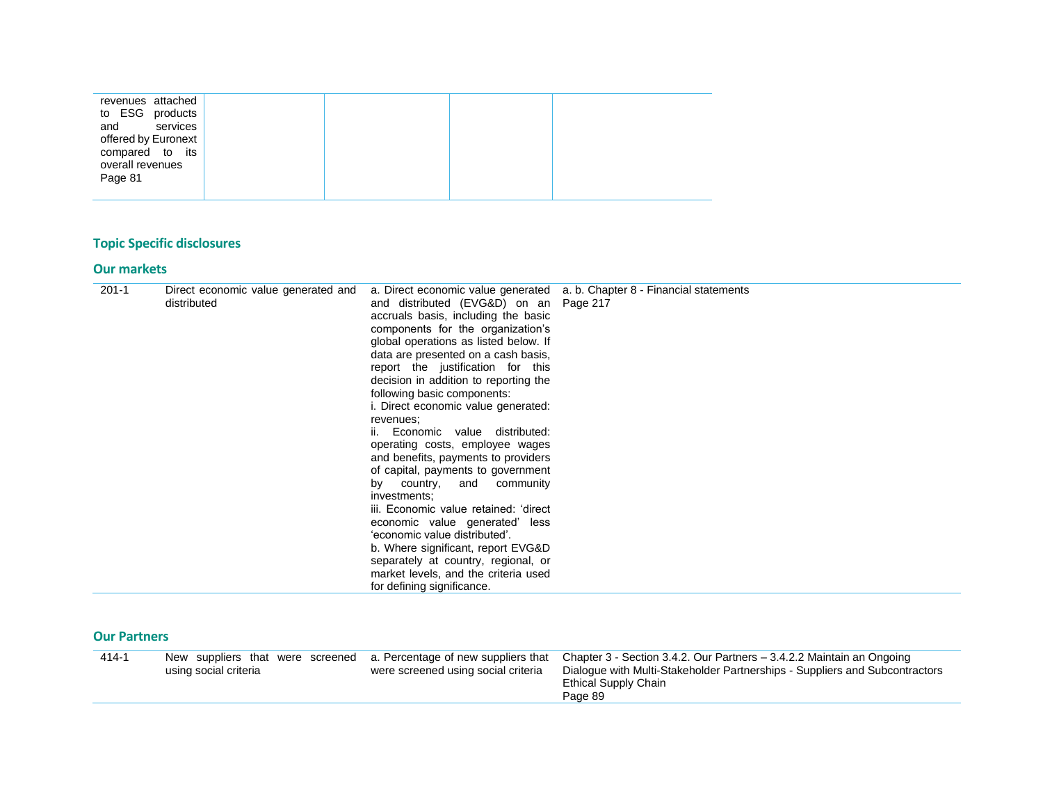| revenues attached to ESG products and services offered by Euronext compared to its overall revenues Page 81 | | | | |
|---|---|---|---|---|

## Topic Specific disclosures

### Our markets

| | | | |
|---|---|---|---|
| 201-1 | Direct economic value generated and distributed | a. Direct economic value generated and distributed (EVG&D) on an accruals basis, including the basic components for the organization's global operations as listed below. If data are presented on a cash basis, report the justification for this decision in addition to reporting the following basic components:<br>i. Direct economic value generated: revenues;<br>ii. Economic value distributed: operating costs, employee wages and benefits, payments to providers of capital, payments to government by country, and community investments;<br>iii. Economic value retained: 'direct economic value generated' less 'economic value distributed'.<br>b. Where significant, report EVG&D separately at country, regional, or market levels, and the criteria used for defining significance. | a. b. Chapter 8 - Financial statements<br>Page 217 |

### Our Partners

| | | | |
|---|---|---|---|
| 414-1 | New suppliers that were screened using social criteria | a. Percentage of new suppliers that were screened using social criteria | Chapter 3 - Section 3.4.2. Our Partners – 3.4.2.2 Maintain an Ongoing Dialogue with Multi-Stakeholder Partnerships - Suppliers and Subcontractors Ethical Supply Chain<br>Page 89 |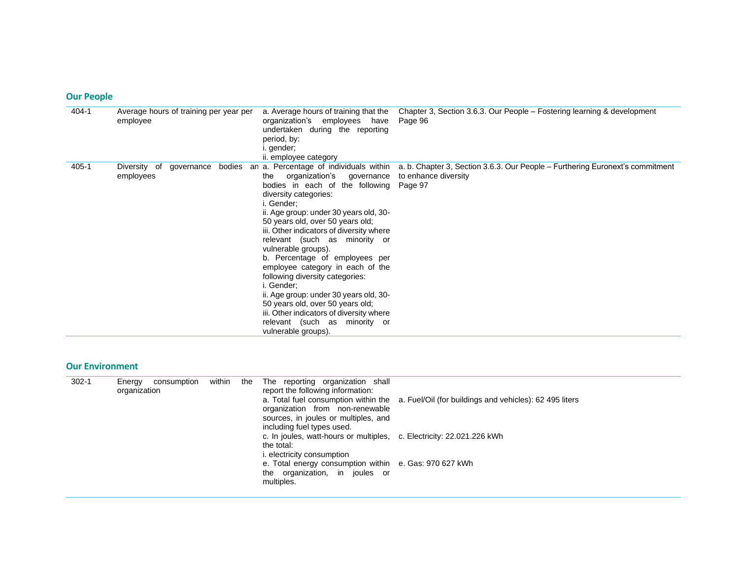## Our People

| | | | |
|---|---|---|---|
| 404-1 | Average hours of training per year per employee | a. Average hours of training that the organization's employees have undertaken during the reporting period, by:<br>i. gender;<br>ii. employee category | Chapter 3, Section 3.6.3. Our People – Fostering learning & development<br>Page 96 |
| 405-1 | Diversity of governance bodies an employees | a. Percentage of individuals within the organization's governance bodies in each of the following diversity categories:<br>i. Gender;<br>ii. Age group: under 30 years old, 30-50 years old, over 50 years old;<br>iii. Other indicators of diversity where relevant (such as minority or vulnerable groups).<br>b. Percentage of employees per employee category in each of the following diversity categories:<br>i. Gender;<br>ii. Age group: under 30 years old, 30-50 years old, over 50 years old;<br>iii. Other indicators of diversity where relevant (such as minority or vulnerable groups). | a. b. Chapter 3, Section 3.6.3. Our People – Furthering Euronext's commitment to enhance diversity<br>Page 97 |

## Our Environment

| | | | |
|---|---|---|---|
| 302-1 | Energy consumption within the organization | The reporting organization shall report the following information:<br>a. Total fuel consumption within the organization from non-renewable sources, in joules or multiples, and including fuel types used.<br>c. In joules, watt-hours or multiples, the total:<br>i. electricity consumption<br>e. Total energy consumption within the organization, in joules or multiples. | a. Fuel/Oil (for buildings and vehicles): 62 495 liters<br>c. Electricity: 22.021.226 kWh<br>e. Gas: 970 627 kWh |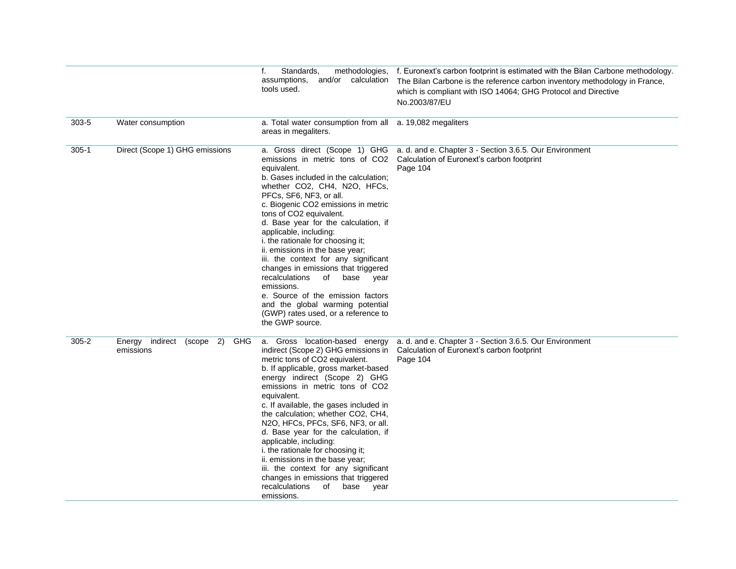| | | | |
|---|---|---|---|
| | | f. Standards, methodologies, assumptions, and/or calculation tools used. | f. Euronext's carbon footprint is estimated with the Bilan Carbone methodology. The Bilan Carbone is the reference carbon inventory methodology in France, which is compliant with ISO 14064; GHG Protocol and Directive No.2003/87/EU |
| 303-5 | Water consumption | a. Total water consumption from all areas in megaliters. | a. 19,082 megaliters |
| 305-1 | Direct (Scope 1) GHG emissions | a. Gross direct (Scope 1) GHG emissions in metric tons of $CO_2$ equivalent.<br>b. Gases included in the calculation; whether $CO_2$, $CH_4$, $N_2O$, HFCs, PFCs, $SF_6$, $NF_3$, or all.<br>c. Biogenic $CO_2$ emissions in metric tons of $CO_2$ equivalent.<br>d. Base year for the calculation, if applicable, including:<br>i. the rationale for choosing it;<br>ii. emissions in the base year;<br>iii. the context for any significant changes in emissions that triggered recalculations of base year emissions.<br>e. Source of the emission factors and the global warming potential (GWP) rates used, or a reference to the GWP source. | a. d. and e. Chapter 3 - Section 3.6.5. Our Environment<br>Calculation of Euronext's carbon footprint<br>Page 104 |
| 305-2 | Energy indirect (scope 2) GHG emissions | a. Gross location-based energy indirect (Scope 2) GHG emissions in metric tons of $CO_2$ equivalent.<br>b. If applicable, gross market-based energy indirect (Scope 2) GHG emissions in metric tons of $CO_2$ equivalent.<br>c. If available, the gases included in the calculation; whether $CO_2$, $CH_4$, $N_2O$, HFCs, PFCs, $SF_6$, $NF_3$, or all.<br>d. Base year for the calculation, if applicable, including:<br>i. the rationale for choosing it;<br>ii. emissions in the base year;<br>iii. the context for any significant changes in emissions that triggered recalculations of base year emissions. | a. d. and e. Chapter 3 - Section 3.6.5. Our Environment<br>Calculation of Euronext's carbon footprint<br>Page 104 |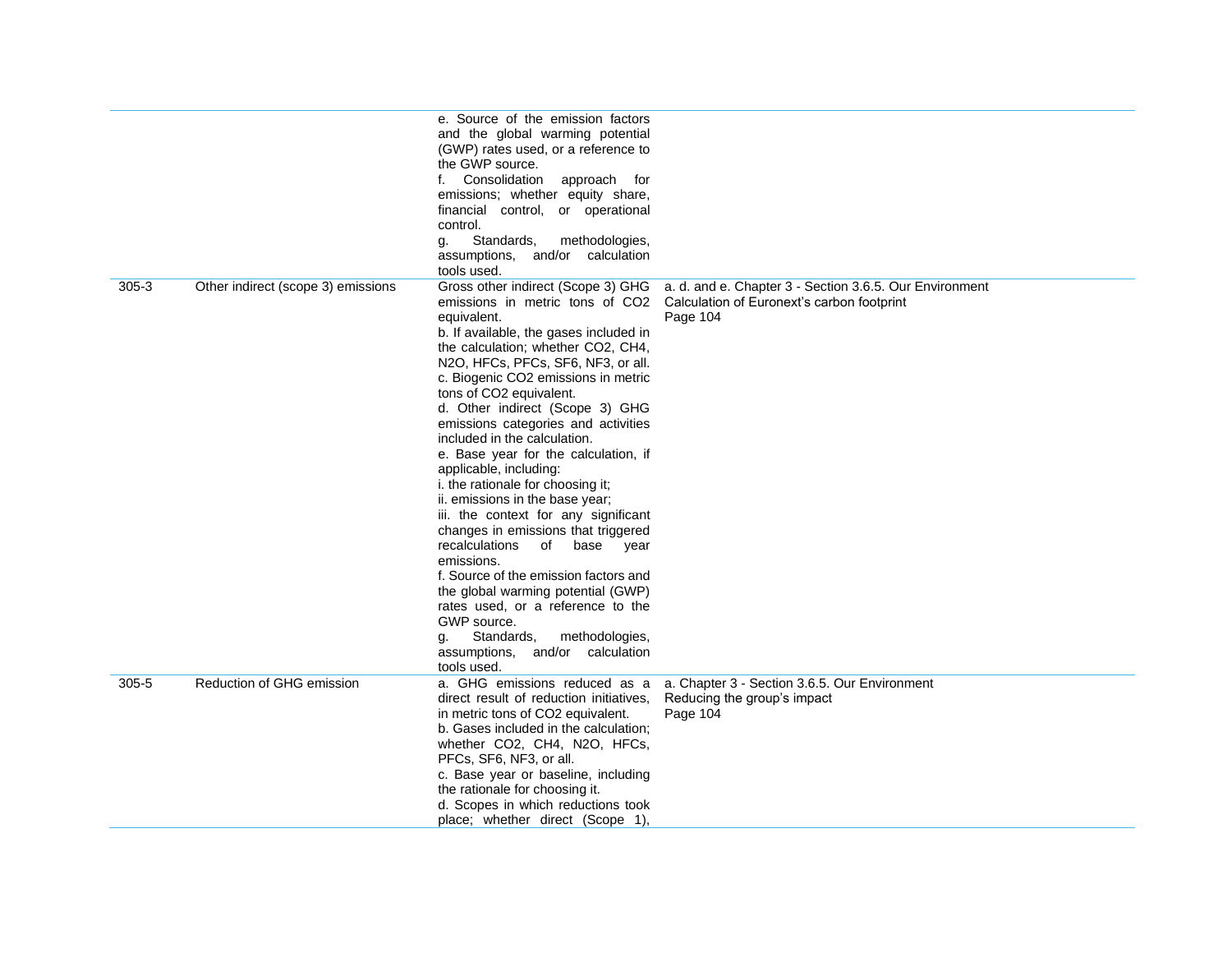| | | | |
|---|---|---|---|
| | | e. Source of the emission factors and the global warming potential (GWP) rates used, or a reference to the GWP source.<br>f. Consolidation approach for emissions; whether equity share, financial control, or operational control.<br>g. Standards, methodologies, assumptions, and/or calculation tools used. | |
| 305-3 | Other indirect (scope 3) emissions | Gross other indirect (Scope 3) GHG emissions in metric tons of CO2 equivalent.<br>b. If available, the gases included in the calculation; whether CO2, CH4, N2O, HFCs, PFCs, SF6, NF3, or all.<br>c. Biogenic CO2 emissions in metric tons of CO2 equivalent.<br>d. Other indirect (Scope 3) GHG emissions categories and activities included in the calculation.<br>e. Base year for the calculation, if applicable, including:<br>i. the rationale for choosing it;<br>ii. emissions in the base year;<br>iii. the context for any significant changes in emissions that triggered recalculations of base year emissions.<br>f. Source of the emission factors and the global warming potential (GWP) rates used, or a reference to the GWP source.<br>g. Standards, methodologies, assumptions, and/or calculation tools used. | a. d. and e. Chapter 3 - Section 3.6.5. Our Environment<br>Calculation of Euronext's carbon footprint<br>Page 104 |
| 305-5 | Reduction of GHG emission | a. GHG emissions reduced as a direct result of reduction initiatives, in metric tons of CO2 equivalent.<br>b. Gases included in the calculation; whether CO2, CH4, N2O, HFCs, PFCs, SF6, NF3, or all.<br>c. Base year or baseline, including the rationale for choosing it.<br>d. Scopes in which reductions took place; whether direct (Scope 1), | a. Chapter 3 - Section 3.6.5. Our Environment<br>Reducing the group's impact<br>Page 104 |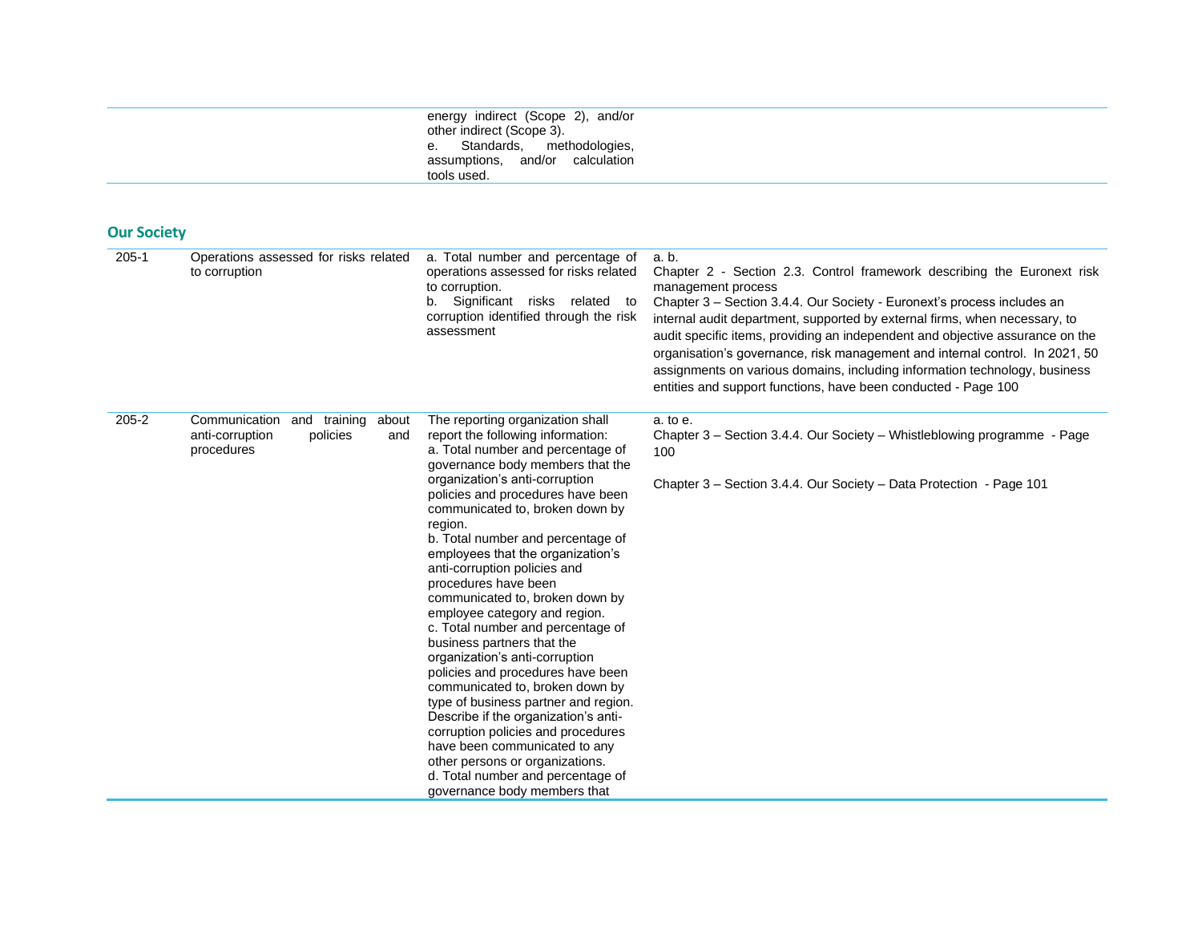| | | energy indirect (Scope 2), and/or other indirect (Scope 3).<br>e. Standards, methodologies, assumptions, and/or calculation tools used. | |
|---|---|---|---|

## Our Society

| | | | |
|---|---|---|---|
| 205-1 | Operations assessed for risks related to corruption | a. Total number and percentage of operations assessed for risks related to corruption.<br>b. Significant risks related to corruption identified through the risk assessment | a. b.<br>Chapter 2 - Section 2.3. Control framework describing the Euronext risk management process<br>Chapter 3 – Section 3.4.4. Our Society - Euronext's process includes an internal audit department, supported by external firms, when necessary, to audit specific items, providing an independent and objective assurance on the organisation's governance, risk management and internal control. In 2021, 50 assignments on various domains, including information technology, business entities and support functions, have been conducted - Page 100 |
| 205-2 | Communication and training about anti-corruption policies and procedures | The reporting organization shall report the following information:<br>a. Total number and percentage of governance body members that the organization's anti-corruption policies and procedures have been communicated to, broken down by region.<br>b. Total number and percentage of employees that the organization's anti-corruption policies and procedures have been communicated to, broken down by employee category and region.<br>c. Total number and percentage of business partners that the organization's anti-corruption policies and procedures have been communicated to, broken down by type of business partner and region. Describe if the organization's anti-corruption policies and procedures have been communicated to any other persons or organizations.<br>d. Total number and percentage of governance body members that | a. to e.<br>Chapter 3 – Section 3.4.4. Our Society – Whistleblowing programme - Page 100<br><br>Chapter 3 – Section 3.4.4. Our Society – Data Protection - Page 101 |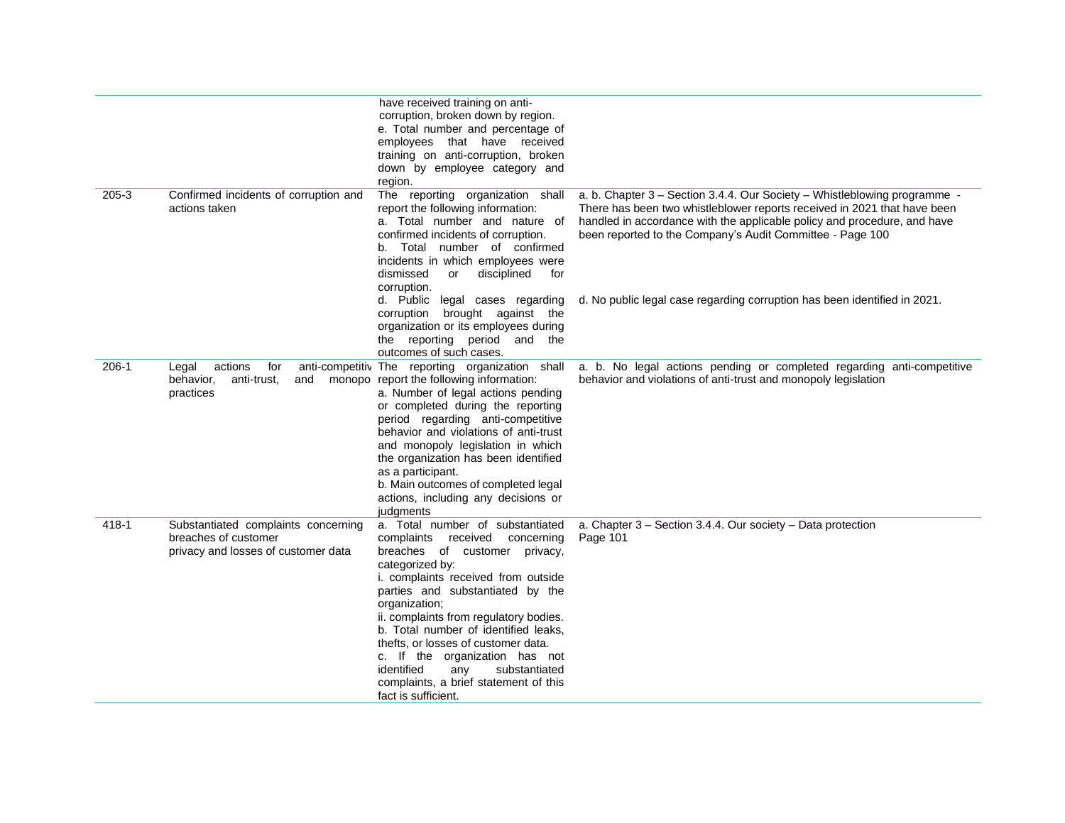| | | | |
|---|---|---|---|
| | | have received training on anti-corruption, broken down by region.<br>e. Total number and percentage of employees that have received training on anti-corruption, broken down by employee category and region. | |
| 205-3 | Confirmed incidents of corruption and actions taken | The reporting organization shall report the following information:<br>a. Total number and nature of confirmed incidents of corruption.<br>b. Total number of confirmed incidents in which employees were dismissed or disciplined for corruption.<br>d. Public legal cases regarding corruption brought against the organization or its employees during the reporting period and the outcomes of such cases. | a. b. Chapter 3 – Section 3.4.4. Our Society – Whistleblowing programme - There has been two whistleblower reports received in 2021 that have been handled in accordance with the applicable policy and procedure, and have been reported to the Company's Audit Committee - Page 100<br><br>d. No public legal case regarding corruption has been identified in 2021. |
| 206-1 | Legal actions for anti-competitiv behavior, anti-trust, and monopo practices | The reporting organization shall report the following information:<br>a. Number of legal actions pending or completed during the reporting period regarding anti-competitive behavior and violations of anti-trust and monopoly legislation in which the organization has been identified as a participant.<br>b. Main outcomes of completed legal actions, including any decisions or judgments | a. b. No legal actions pending or completed regarding anti-competitive behavior and violations of anti-trust and monopoly legislation |
| 418-1 | Substantiated complaints concerning breaches of customer privacy and losses of customer data | a. Total number of substantiated complaints received concerning breaches of customer privacy, categorized by:<br>i. complaints received from outside parties and substantiated by the organization;<br>ii. complaints from regulatory bodies.<br>b. Total number of identified leaks, thefts, or losses of customer data.<br>c. If the organization has not identified any substantiated complaints, a brief statement of this fact is sufficient. | a. Chapter 3 – Section 3.4.4. Our society – Data protection Page 101 |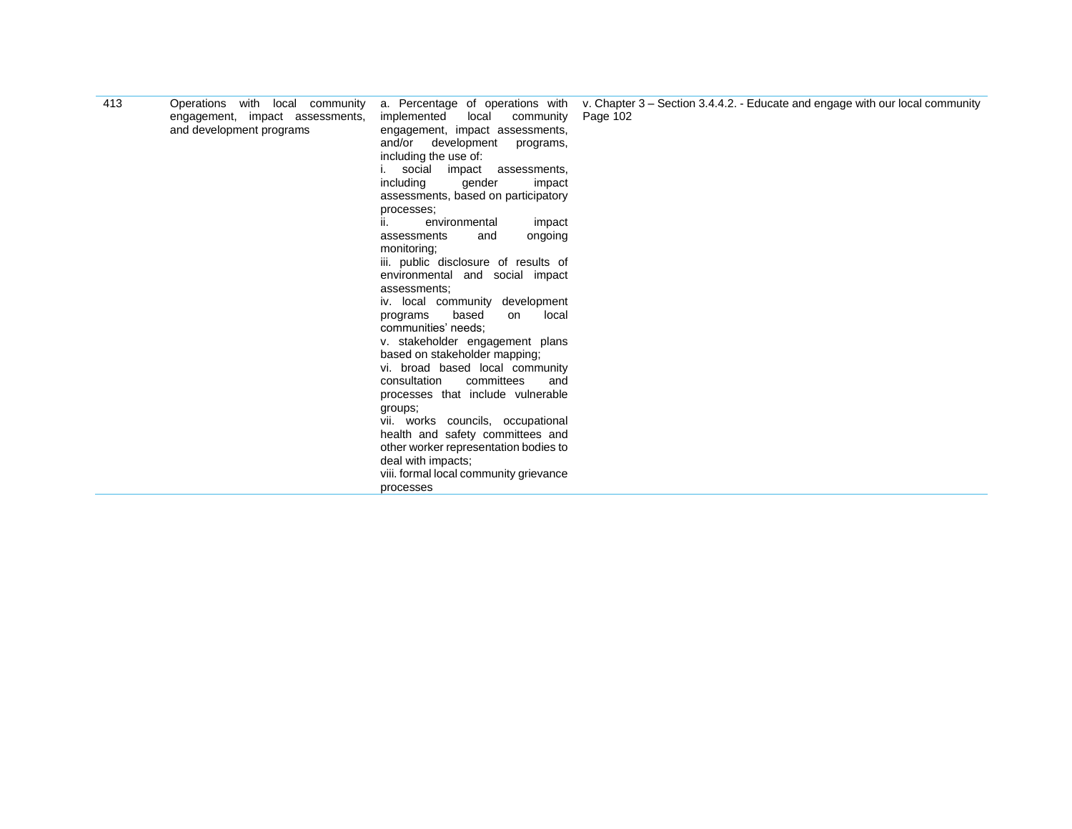| | | | |
|---|---|---|---|
| 413 | Operations with local community engagement, impact assessments, and development programs | a. Percentage of operations with implemented local community engagement, impact assessments, and/or development programs, including the use of:<br>i. social impact assessments, including gender impact assessments, based on participatory processes;<br>ii. environmental impact assessments and ongoing monitoring;<br>iii. public disclosure of results of environmental and social impact assessments;<br>iv. local community development programs based on local communities' needs;<br>v. stakeholder engagement plans based on stakeholder mapping;<br>vi. broad based local community consultation committees and processes that include vulnerable groups;<br>vii. works councils, occupational health and safety committees and other worker representation bodies to deal with impacts;<br>viii. formal local community grievance processes | v. Chapter 3 – Section 3.4.4.2. - Educate and engage with our local community Page 102 |